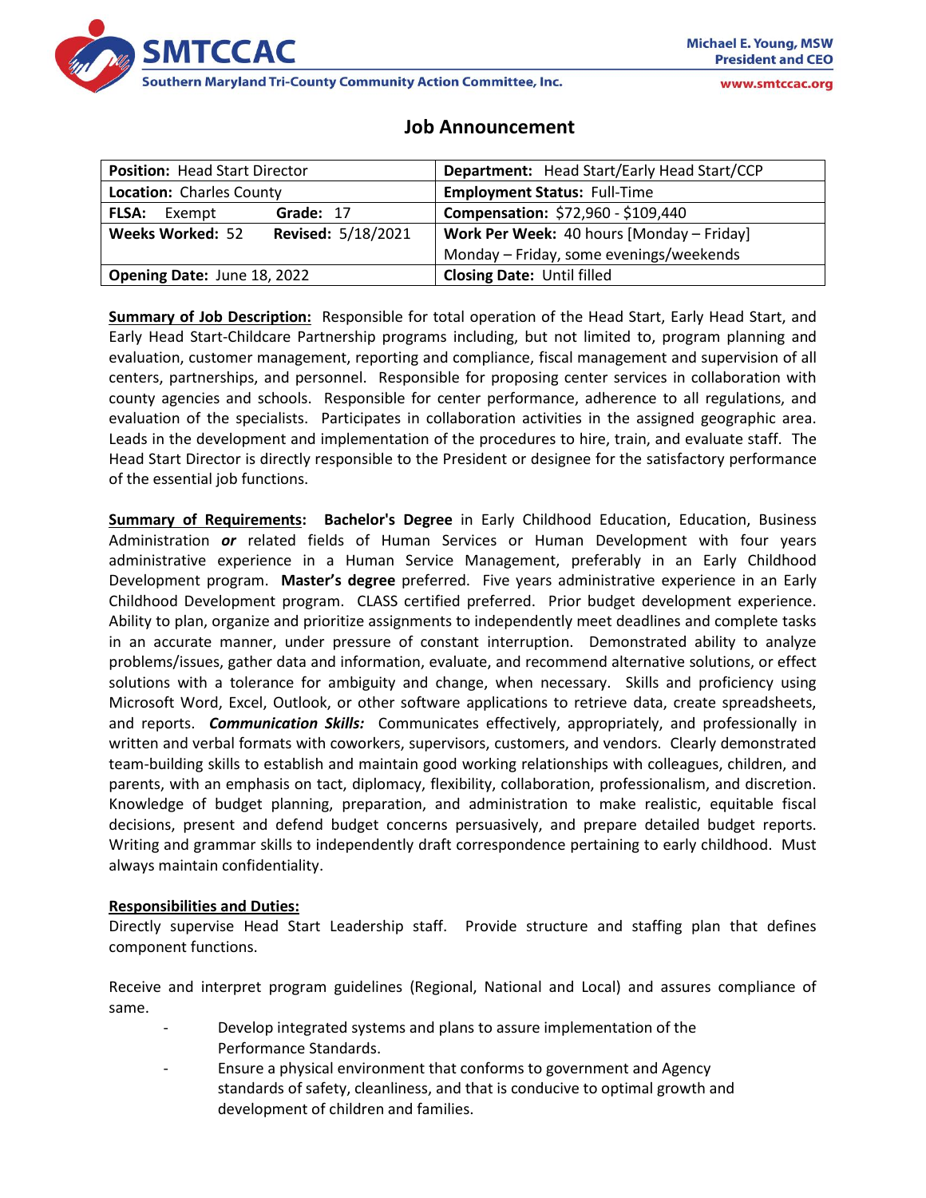SMTCCAC

Southern Maryland Tri-County Community Action Committee, Inc.

Michael E. Young, MSW
President and CEO

www.smtccac.org

# Job Announcement

| **Position:** Head Start Director | **Department:** Head Start/Early Head Start/CCP |
|---|---|
| **Location:** Charles County | **Employment Status:** Full-Time |
| **FLSA:** Exempt **Grade:** 17 | **Compensation:** $72,960 - $109,440 |
| **Weeks Worked:** 52 **Revised:** 5/18/2021 | **Work Per Week:** 40 hours [Monday – Friday] Monday – Friday, some evenings/weekends |
| **Opening Date:** June 18, 2022 | **Closing Date:** Until filled |

**Summary of Job Description:** Responsible for total operation of the Head Start, Early Head Start, and Early Head Start-Childcare Partnership programs including, but not limited to, program planning and evaluation, customer management, reporting and compliance, fiscal management and supervision of all centers, partnerships, and personnel. Responsible for proposing center services in collaboration with county agencies and schools. Responsible for center performance, adherence to all regulations, and evaluation of the specialists. Participates in collaboration activities in the assigned geographic area. Leads in the development and implementation of the procedures to hire, train, and evaluate staff. The Head Start Director is directly responsible to the President or designee for the satisfactory performance of the essential job functions.

**Summary of Requirements:** **Bachelor's Degree** in Early Childhood Education, Education, Business Administration ***or*** related fields of Human Services or Human Development with four years administrative experience in a Human Service Management, preferably in an Early Childhood Development program. **Master's degree** preferred. Five years administrative experience in an Early Childhood Development program. CLASS certified preferred. Prior budget development experience. Ability to plan, organize and prioritize assignments to independently meet deadlines and complete tasks in an accurate manner, under pressure of constant interruption. Demonstrated ability to analyze problems/issues, gather data and information, evaluate, and recommend alternative solutions, or effect solutions with a tolerance for ambiguity and change, when necessary. Skills and proficiency using Microsoft Word, Excel, Outlook, or other software applications to retrieve data, create spreadsheets, and reports. ***Communication Skills:*** Communicates effectively, appropriately, and professionally in written and verbal formats with coworkers, supervisors, customers, and vendors. Clearly demonstrated team-building skills to establish and maintain good working relationships with colleagues, children, and parents, with an emphasis on tact, diplomacy, flexibility, collaboration, professionalism, and discretion. Knowledge of budget planning, preparation, and administration to make realistic, equitable fiscal decisions, present and defend budget concerns persuasively, and prepare detailed budget reports. Writing and grammar skills to independently draft correspondence pertaining to early childhood. Must always maintain confidentiality.

**Responsibilities and Duties:**

Directly supervise Head Start Leadership staff. Provide structure and staffing plan that defines component functions.

Receive and interpret program guidelines (Regional, National and Local) and assures compliance of same.

- Develop integrated systems and plans to assure implementation of the Performance Standards.
- Ensure a physical environment that conforms to government and Agency standards of safety, cleanliness, and that is conducive to optimal growth and development of children and families.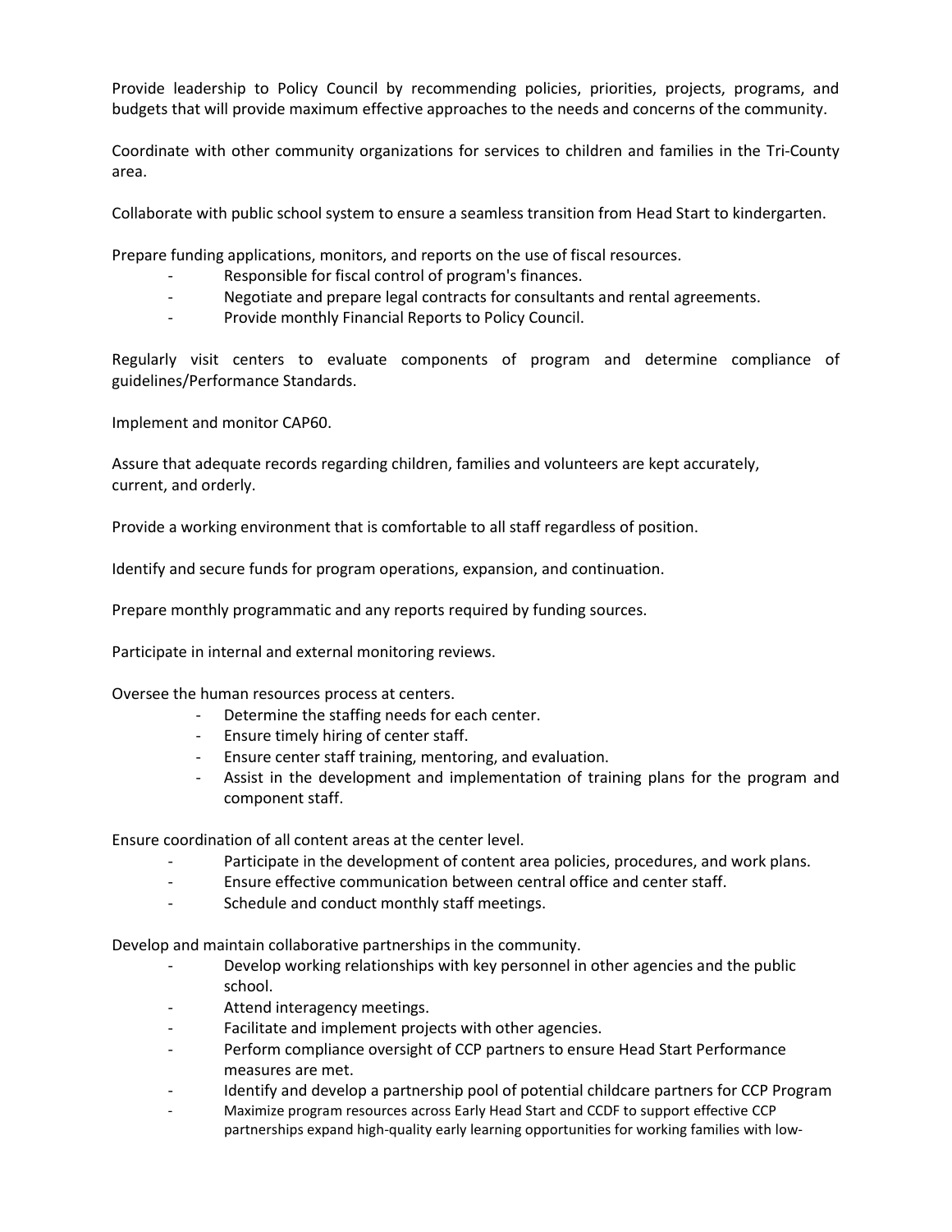Provide leadership to Policy Council by recommending policies, priorities, projects, programs, and budgets that will provide maximum effective approaches to the needs and concerns of the community.

Coordinate with other community organizations for services to children and families in the Tri-County area.

Collaborate with public school system to ensure a seamless transition from Head Start to kindergarten.

Prepare funding applications, monitors, and reports on the use of fiscal resources.

- Responsible for fiscal control of program's finances.
- Negotiate and prepare legal contracts for consultants and rental agreements.
- Provide monthly Financial Reports to Policy Council.

Regularly visit centers to evaluate components of program and determine compliance of guidelines/Performance Standards.

Implement and monitor CAP60.

Assure that adequate records regarding children, families and volunteers are kept accurately, current, and orderly.

Provide a working environment that is comfortable to all staff regardless of position.

Identify and secure funds for program operations, expansion, and continuation.

Prepare monthly programmatic and any reports required by funding sources.

Participate in internal and external monitoring reviews.

Oversee the human resources process at centers.

- Determine the staffing needs for each center.
- Ensure timely hiring of center staff.
- Ensure center staff training, mentoring, and evaluation.
- Assist in the development and implementation of training plans for the program and component staff.

Ensure coordination of all content areas at the center level.

- Participate in the development of content area policies, procedures, and work plans.
- Ensure effective communication between central office and center staff.
- Schedule and conduct monthly staff meetings.

Develop and maintain collaborative partnerships in the community.

- Develop working relationships with key personnel in other agencies and the public school.
- Attend interagency meetings.
- Facilitate and implement projects with other agencies.
- Perform compliance oversight of CCP partners to ensure Head Start Performance measures are met.
- Identify and develop a partnership pool of potential childcare partners for CCP Program
- Maximize program resources across Early Head Start and CCDF to support effective CCP partnerships expand high-quality early learning opportunities for working families with low-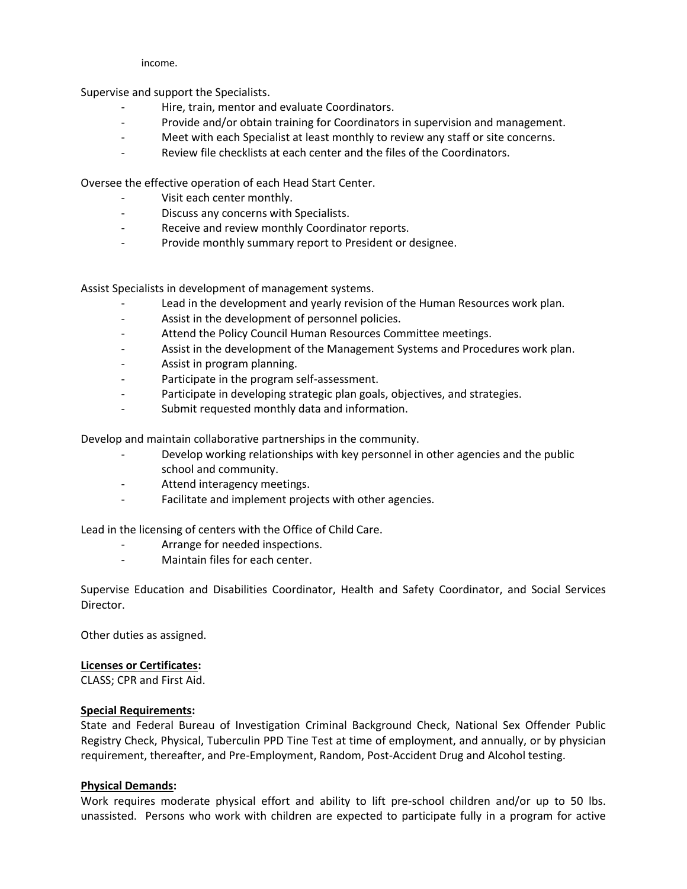income.

Supervise and support the Specialists.

- Hire, train, mentor and evaluate Coordinators.
- Provide and/or obtain training for Coordinators in supervision and management.
- Meet with each Specialist at least monthly to review any staff or site concerns.
- Review file checklists at each center and the files of the Coordinators.

Oversee the effective operation of each Head Start Center.

- Visit each center monthly.
- Discuss any concerns with Specialists.
- Receive and review monthly Coordinator reports.
- Provide monthly summary report to President or designee.

Assist Specialists in development of management systems.

- Lead in the development and yearly revision of the Human Resources work plan.
- Assist in the development of personnel policies.
- Attend the Policy Council Human Resources Committee meetings.
- Assist in the development of the Management Systems and Procedures work plan.
- Assist in program planning.
- Participate in the program self-assessment.
- Participate in developing strategic plan goals, objectives, and strategies.
- Submit requested monthly data and information.

Develop and maintain collaborative partnerships in the community.

- Develop working relationships with key personnel in other agencies and the public school and community.
- Attend interagency meetings.
- Facilitate and implement projects with other agencies.

Lead in the licensing of centers with the Office of Child Care.

- Arrange for needed inspections.
- Maintain files for each center.

Supervise Education and Disabilities Coordinator, Health and Safety Coordinator, and Social Services Director.

Other duties as assigned.

**Licenses or Certificates:**
CLASS; CPR and First Aid.

**Special Requirements:**
State and Federal Bureau of Investigation Criminal Background Check, National Sex Offender Public Registry Check, Physical, Tuberculin PPD Tine Test at time of employment, and annually, or by physician requirement, thereafter, and Pre-Employment, Random, Post-Accident Drug and Alcohol testing.

**Physical Demands:**
Work requires moderate physical effort and ability to lift pre-school children and/or up to 50 lbs. unassisted. Persons who work with children are expected to participate fully in a program for active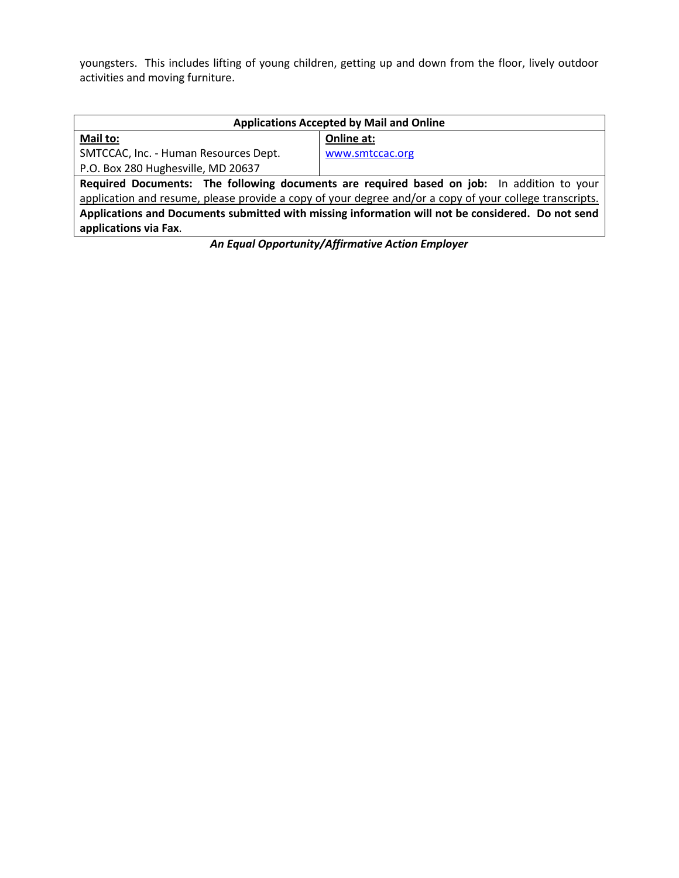youngsters. This includes lifting of young children, getting up and down from the floor, lively outdoor activities and moving furniture.

| **Applications Accepted by Mail and Online** | |
|---|---|
| **Mail to:**<br>SMTCCAC, Inc. - Human Resources Dept.<br>P.O. Box 280 Hughesville, MD 20637 | **Online at:**<br>www.smtccac.org |
| **Required Documents: The following documents are required based on job:** In addition to your application and resume, please provide a copy of your degree and/or a copy of your college transcripts. | |
| **Applications and Documents submitted with missing information will not be considered. Do not send applications via Fax**. | |

***An Equal Opportunity/Affirmative Action Employer***